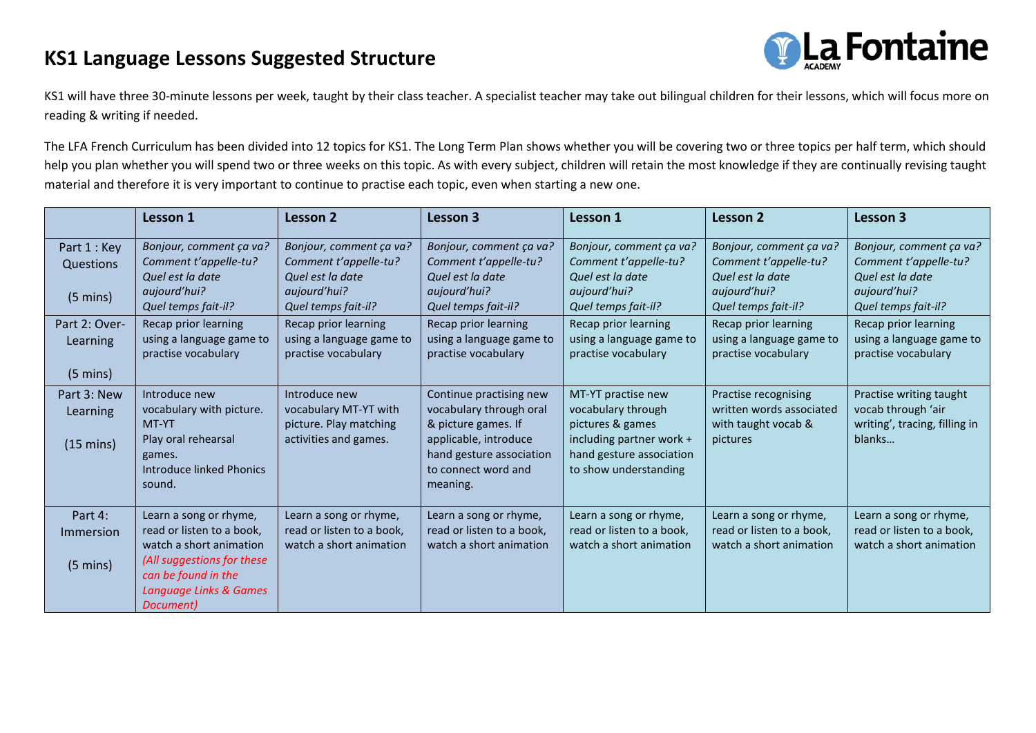# KS1 Language Lessons Suggested Structure

KS1 will have three 30-minute lessons per week, taught by their class teacher. A specialist teacher may take out bilingual children for their lessons, which will focus more on reading & writing if needed.

The LFA French Curriculum has been divided into 12 topics for KS1. The Long Term Plan shows whether you will be covering two or three topics per half term, which should help you plan whether you will spend two or three weeks on this topic. As with every subject, children will retain the most knowledge if they are continually revising taught material and therefore it is very important to continue to practise each topic, even when starting a new one.

| | **Lesson 1** | **Lesson 2** | **Lesson 3** | **Lesson 1** | **Lesson 2** | **Lesson 3** |
|---|---|---|---|---|---|---|
| Part 1 : Key Questions<br><br>(5 mins) | *Bonjour, comment ça va?*<br>*Comment t'appelle-tu?*<br>*Quel est la date aujourd'hui?*<br>*Quel temps fait-il?* | *Bonjour, comment ça va?*<br>*Comment t'appelle-tu?*<br>*Quel est la date aujourd'hui?*<br>*Quel temps fait-il?* | *Bonjour, comment ça va?*<br>*Comment t'appelle-tu?*<br>*Quel est la date aujourd'hui?*<br>*Quel temps fait-il?* | *Bonjour, comment ça va?*<br>*Comment t'appelle-tu?*<br>*Quel est la date aujourd'hui?*<br>*Quel temps fait-il?* | *Bonjour, comment ça va?*<br>*Comment t'appelle-tu?*<br>*Quel est la date aujourd'hui?*<br>*Quel temps fait-il?* | *Bonjour, comment ça va?*<br>*Comment t'appelle-tu?*<br>*Quel est la date aujourd'hui?*<br>*Quel temps fait-il?* |
| Part 2: Over-Learning<br><br>(5 mins) | Recap prior learning using a language game to practise vocabulary | Recap prior learning using a language game to practise vocabulary | Recap prior learning using a language game to practise vocabulary | Recap prior learning using a language game to practise vocabulary | Recap prior learning using a language game to practise vocabulary | Recap prior learning using a language game to practise vocabulary |
| Part 3: New Learning<br><br>(15 mins) | Introduce new vocabulary with picture. MT-YT<br>Play oral rehearsal games.<br>Introduce linked Phonics sound. | Introduce new vocabulary MT-YT with picture. Play matching activities and games. | Continue practising new vocabulary through oral & picture games. If applicable, introduce hand gesture association to connect word and meaning. | MT-YT practise new vocabulary through pictures & games including partner work + hand gesture association to show understanding | Practise recognising written words associated with taught vocab & pictures | Practise writing taught vocab through 'air writing', tracing, filling in blanks… |
| Part 4: Immersion<br><br>(5 mins) | Learn a song or rhyme, read or listen to a book, watch a short animation<br>*(All suggestions for these can be found in the Language Links & Games Document)* | Learn a song or rhyme, read or listen to a book, watch a short animation | Learn a song or rhyme, read or listen to a book, watch a short animation | Learn a song or rhyme, read or listen to a book, watch a short animation | Learn a song or rhyme, read or listen to a book, watch a short animation | Learn a song or rhyme, read or listen to a book, watch a short animation |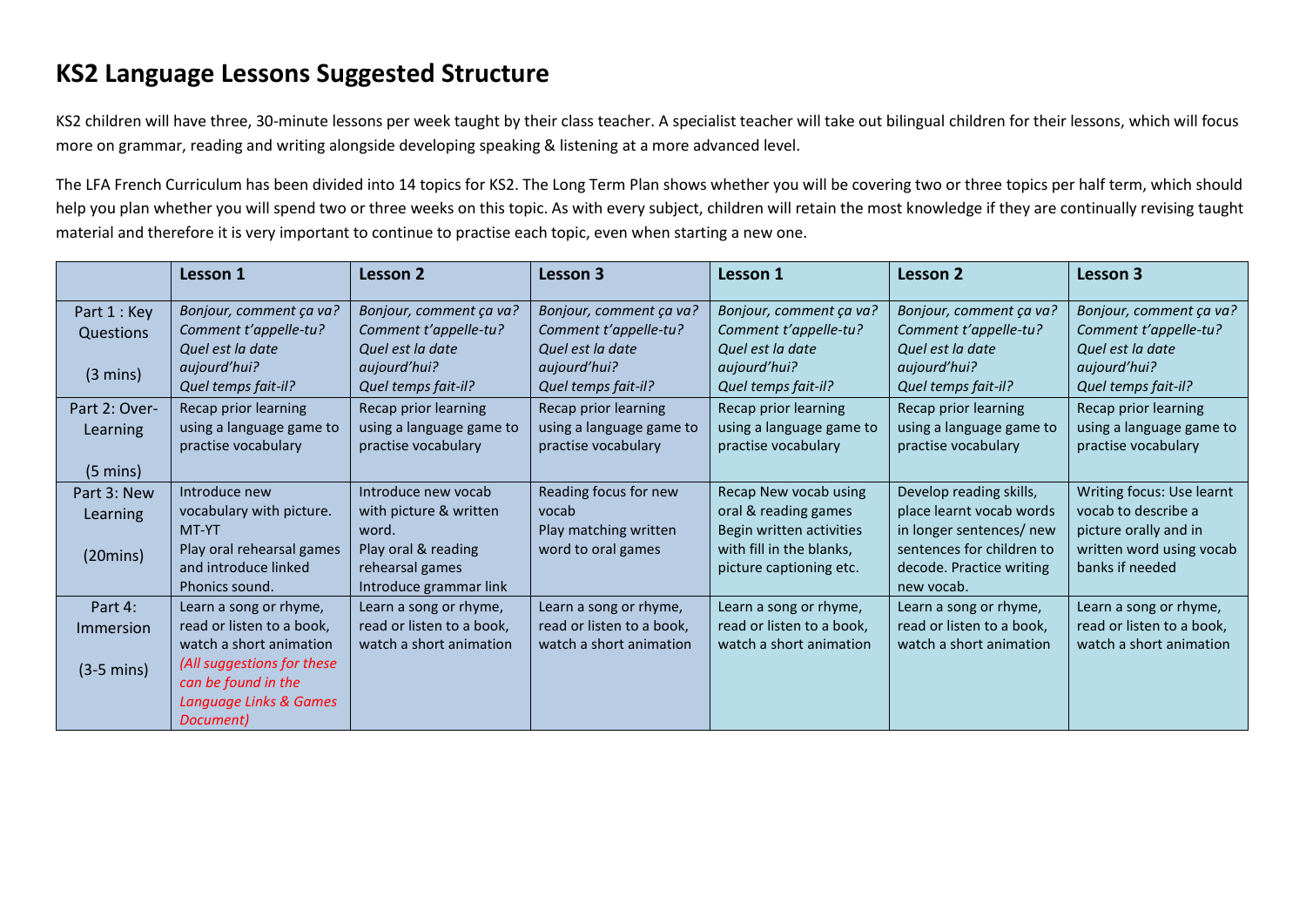# KS2 Language Lessons Suggested Structure

KS2 children will have three, 30-minute lessons per week taught by their class teacher. A specialist teacher will take out bilingual children for their lessons, which will focus more on grammar, reading and writing alongside developing speaking & listening at a more advanced level.

The LFA French Curriculum has been divided into 14 topics for KS2. The Long Term Plan shows whether you will be covering two or three topics per half term, which should help you plan whether you will spend two or three weeks on this topic. As with every subject, children will retain the most knowledge if they are continually revising taught material and therefore it is very important to continue to practise each topic, even when starting a new one.

| | **Lesson 1** | **Lesson 2** | **Lesson 3** | **Lesson 1** | **Lesson 2** | **Lesson 3** |
|---|---|---|---|---|---|---|
| Part 1 : Key Questions (3 mins) | *Bonjour, comment ça va? Comment t'appelle-tu? Quel est la date aujourd'hui? Quel temps fait-il?* | *Bonjour, comment ça va? Comment t'appelle-tu? Quel est la date aujourd'hui? Quel temps fait-il?* | *Bonjour, comment ça va? Comment t'appelle-tu? Quel est la date aujourd'hui? Quel temps fait-il?* | *Bonjour, comment ça va? Comment t'appelle-tu? Quel est la date aujourd'hui? Quel temps fait-il?* | *Bonjour, comment ça va? Comment t'appelle-tu? Quel est la date aujourd'hui? Quel temps fait-il?* | *Bonjour, comment ça va? Comment t'appelle-tu? Quel est la date aujourd'hui? Quel temps fait-il?* |
| Part 2: Over-Learning (5 mins) | Recap prior learning using a language game to practise vocabulary | Recap prior learning using a language game to practise vocabulary | Recap prior learning using a language game to practise vocabulary | Recap prior learning using a language game to practise vocabulary | Recap prior learning using a language game to practise vocabulary | Recap prior learning using a language game to practise vocabulary |
| Part 3: New Learning (20mins) | Introduce new vocabulary with picture. MT-YT Play oral rehearsal games and introduce linked Phonics sound. | Introduce new vocab with picture & written word. Play oral & reading rehearsal games Introduce grammar link | Reading focus for new vocab Play matching written word to oral games | Recap New vocab using oral & reading games Begin written activities with fill in the blanks, picture captioning etc. | Develop reading skills, place learnt vocab words in longer sentences/ new sentences for children to decode. Practice writing new vocab. | Writing focus: Use learnt vocab to describe a picture orally and in written word using vocab banks if needed |
| Part 4: Immersion (3-5 mins) | Learn a song or rhyme, read or listen to a book, watch a short animation *(All suggestions for these can be found in the Language Links & Games Document)* | Learn a song or rhyme, read or listen to a book, watch a short animation | Learn a song or rhyme, read or listen to a book, watch a short animation | Learn a song or rhyme, read or listen to a book, watch a short animation | Learn a song or rhyme, read or listen to a book, watch a short animation | Learn a song or rhyme, read or listen to a book, watch a short animation |